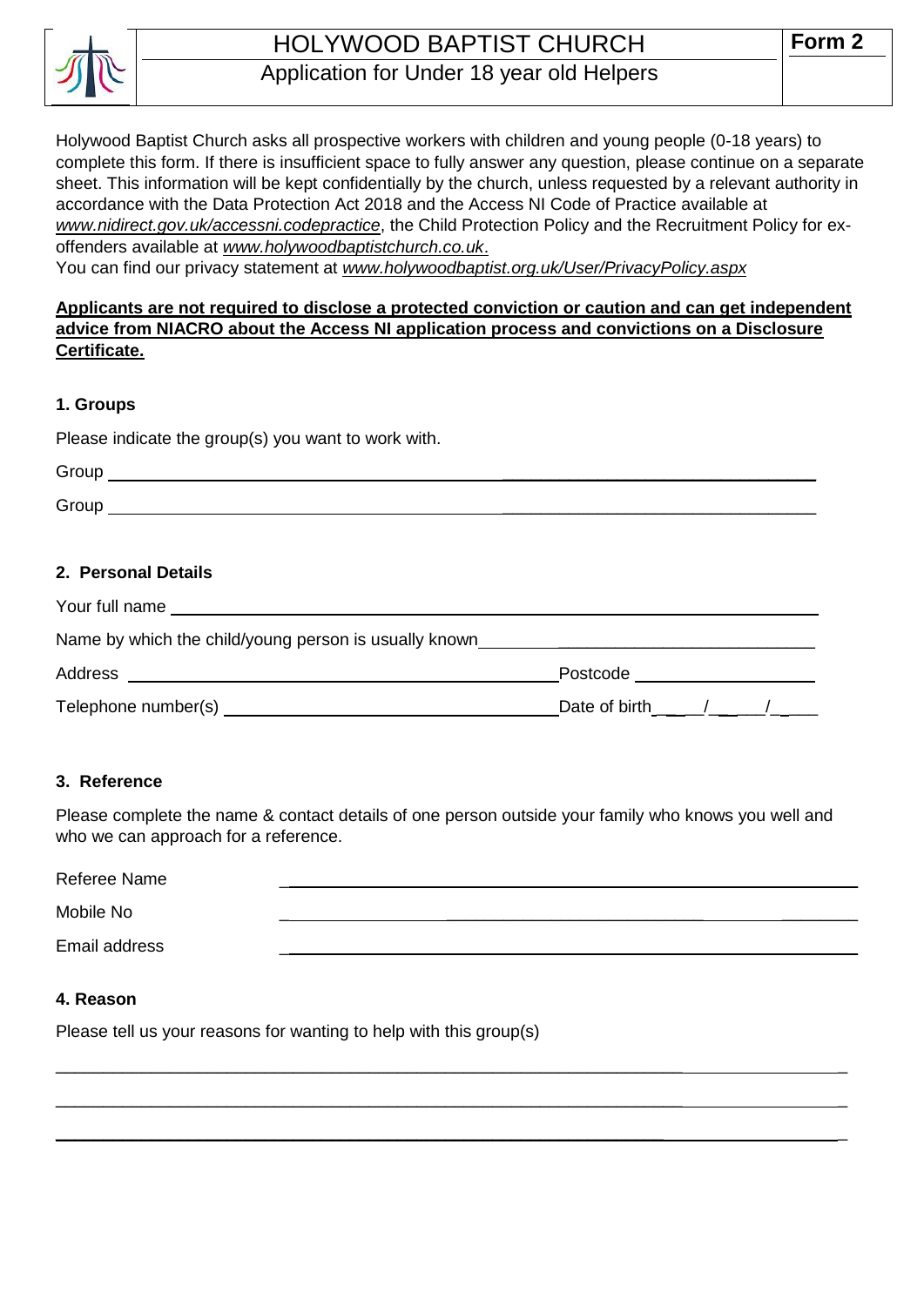# HOLYWOOD BAPTIST CHURCH

## Application for Under 18 year old Helpers

**Form 2**

Holywood Baptist Church asks all prospective workers with children and young people (0-18 years) to complete this form. If there is insufficient space to fully answer any question, please continue on a separate sheet. This information will be kept confidentially by the church, unless requested by a relevant authority in accordance with the Data Protection Act 2018 and the Access NI Code of Practice available at *www.nidirect.gov.uk/accessni.codepractice*, the Child Protection Policy and the Recruitment Policy for ex-offenders available at *www.holywoodbaptistchurch.co.uk*.

You can find our privacy statement at *www.holywoodbaptist.org.uk/User/PrivacyPolicy.aspx*

**Applicants are not required to disclose a protected conviction or caution and can get independent advice from NIACRO about the Access NI application process and convictions on a Disclosure Certificate.**

### 1. Groups

Please indicate the group(s) you want to work with.

Group ______________________________________________________________

Group ______________________________________________________________

### 2. Personal Details

Your full name ______________________________________________________________

Name by which the child/young person is usually known ______________________________

Address ______________________________ Postcode ____________________

Telephone number(s) ______________________________ Date of birth ____/____/____

### 3. Reference

Please complete the name & contact details of one person outside your family who knows you well and who we can approach for a reference.

Referee Name ______________________________________________________________

Mobile No ______________________________________________________________

Email address ______________________________________________________________

### 4. Reason

Please tell us your reasons for wanting to help with this group(s)

______________________________________________________________________________

______________________________________________________________________________

______________________________________________________________________________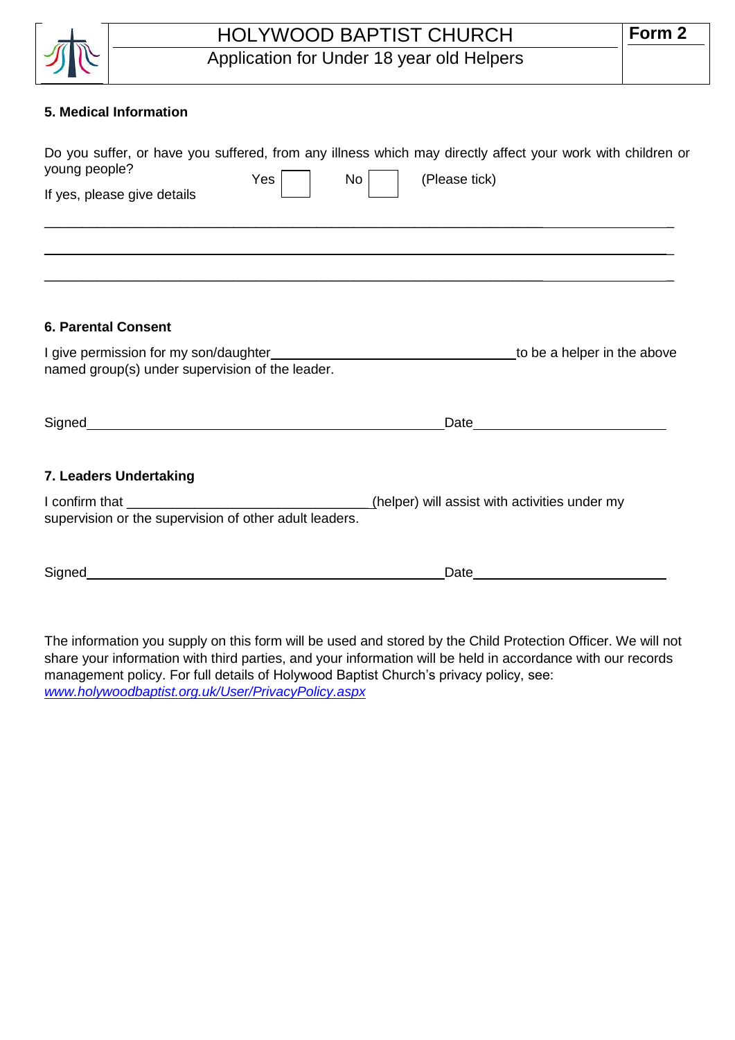# HOLYWOOD BAPTIST CHURCH

## Application for Under 18 year old Helpers

**Form 2**

### 5. Medical Information

Do you suffer, or have you suffered, from any illness which may directly affect your work with children or young people?

Yes ☐ No ☐ (Please tick)

If yes, please give details

\_\_\_\_\_\_\_\_\_\_\_\_\_\_\_\_\_\_\_\_\_\_\_\_\_\_\_\_\_\_\_\_\_\_\_\_\_\_\_\_\_\_\_\_\_\_\_\_\_\_\_\_\_\_\_\_\_\_\_\_\_\_\_\_\_\_\_\_\_\_\_\_

\_\_\_\_\_\_\_\_\_\_\_\_\_\_\_\_\_\_\_\_\_\_\_\_\_\_\_\_\_\_\_\_\_\_\_\_\_\_\_\_\_\_\_\_\_\_\_\_\_\_\_\_\_\_\_\_\_\_\_\_\_\_\_\_\_\_\_\_\_\_\_\_

\_\_\_\_\_\_\_\_\_\_\_\_\_\_\_\_\_\_\_\_\_\_\_\_\_\_\_\_\_\_\_\_\_\_\_\_\_\_\_\_\_\_\_\_\_\_\_\_\_\_\_\_\_\_\_\_\_\_\_\_\_\_\_\_\_\_\_\_\_\_\_\_

### 6. Parental Consent

I give permission for my son/daughter\_\_\_\_\_\_\_\_\_\_\_\_\_\_\_\_\_\_\_\_\_\_\_\_\_\_\_\_\_\_\_\_to be a helper in the above named group(s) under supervision of the leader.

Signed\_\_\_\_\_\_\_\_\_\_\_\_\_\_\_\_\_\_\_\_\_\_\_\_\_\_\_\_\_\_\_\_\_\_\_\_\_\_\_\_\_\_\_\_Date\_\_\_\_\_\_\_\_\_\_\_\_\_\_\_\_\_\_\_\_\_\_\_\_\_

### 7. Leaders Undertaking

I confirm that \_\_\_\_\_\_\_\_\_\_\_\_\_\_\_\_\_\_\_\_\_\_\_\_\_\_\_\_\_\_(helper) will assist with activities under my supervision or the supervision of other adult leaders.

Signed\_\_\_\_\_\_\_\_\_\_\_\_\_\_\_\_\_\_\_\_\_\_\_\_\_\_\_\_\_\_\_\_\_\_\_\_\_\_\_\_\_\_\_\_Date\_\_\_\_\_\_\_\_\_\_\_\_\_\_\_\_\_\_\_\_\_\_\_\_\_

The information you supply on this form will be used and stored by the Child Protection Officer. We will not share your information with third parties, and your information will be held in accordance with our records management policy. For full details of Holywood Baptist Church's privacy policy, see: *www.holywoodbaptist.org.uk/User/PrivacyPolicy.aspx*